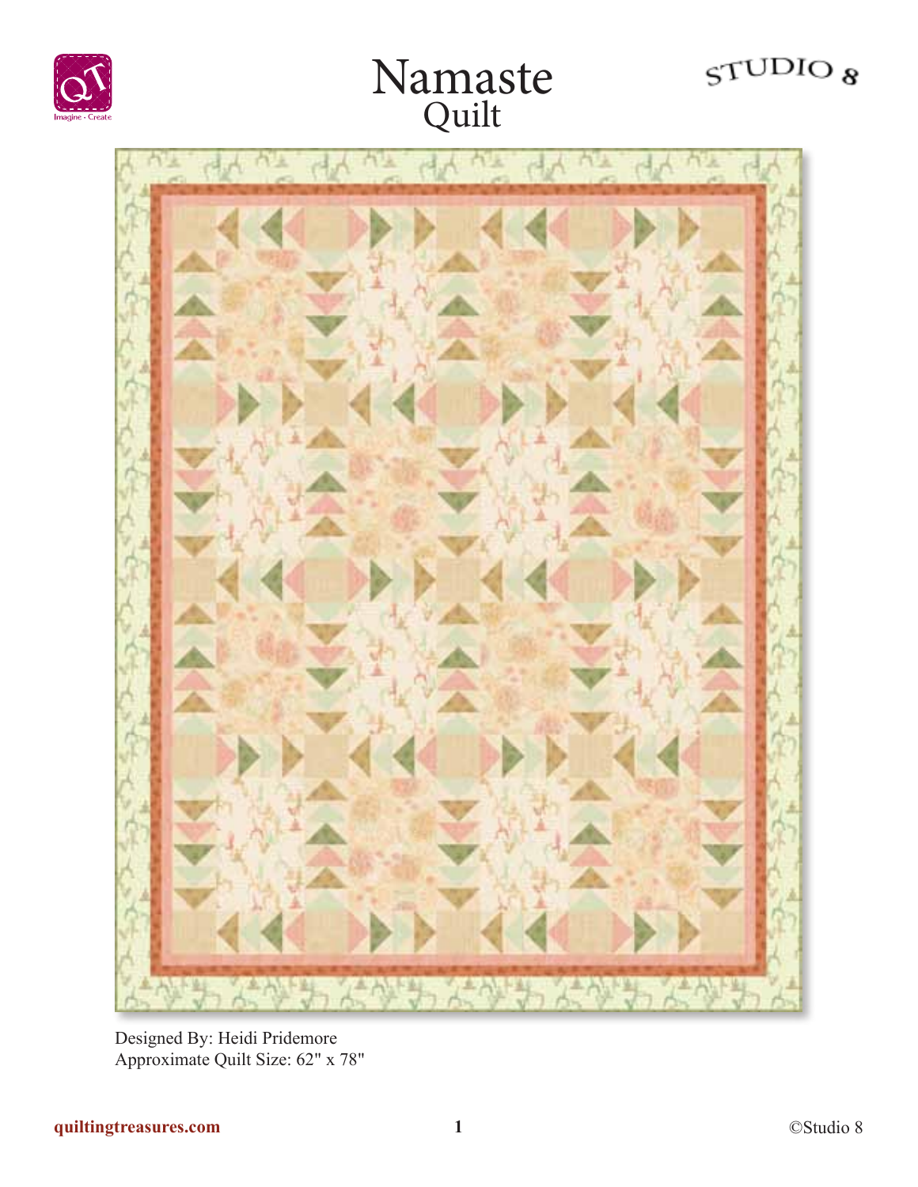# Namaste
## Quilt

STUDIO 8

Designed By: Heidi Pridemore
Approximate Quilt Size: 62" x 78"

quiltingtreasures.com

©Studio 8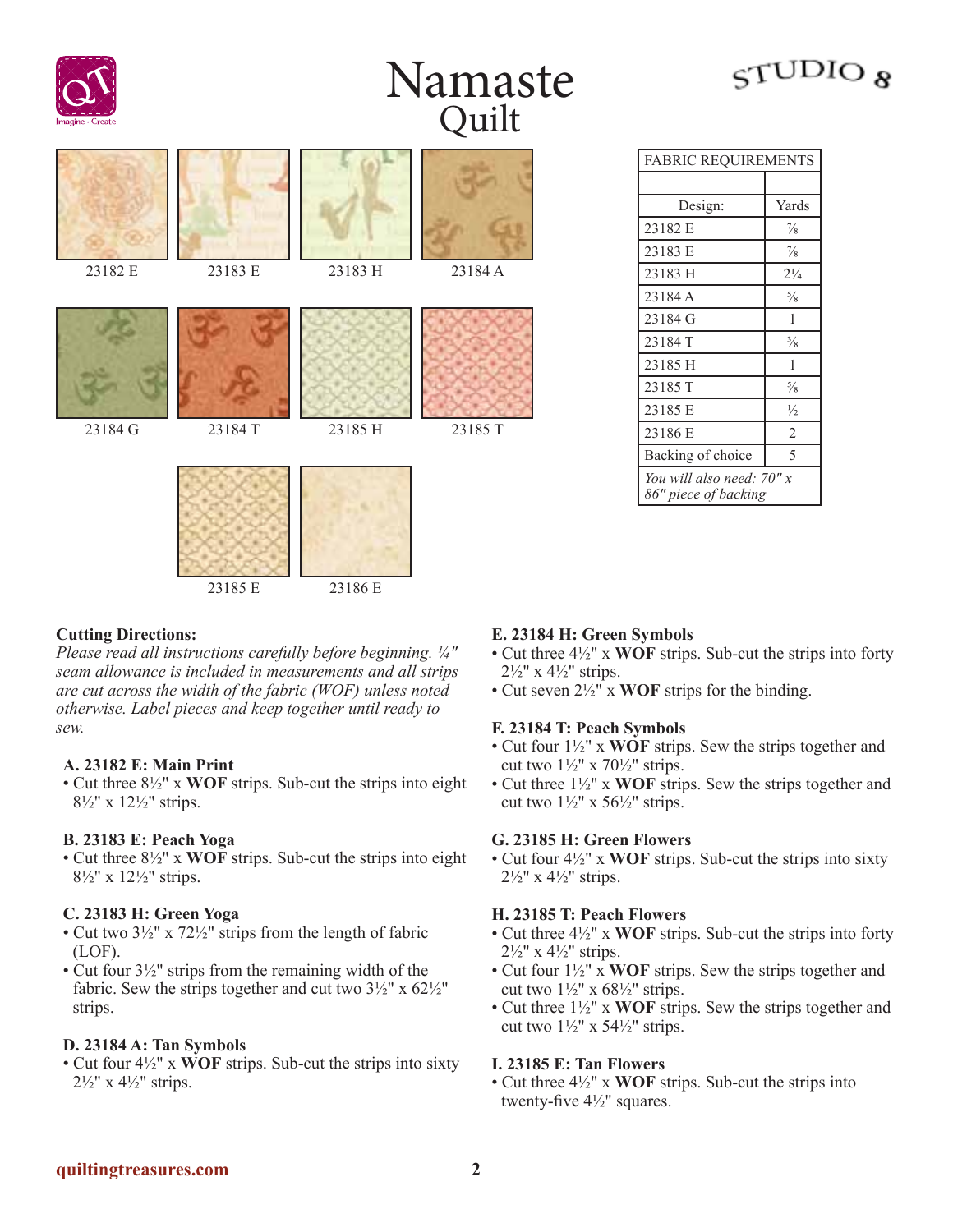# Namaste
## Quilt

STUDIO 8

23182 E | 23183 E | 23183 H | 23184 A

23184 G | 23184 T | 23185 H | 23185 T

23185 E | 23186 E

| FABRIC REQUIREMENTS | |
|---|---|
| | |
| Design: | Yards |
| 23182 E | ⅞ |
| 23183 E | ⅞ |
| 23183 H | 2¼ |
| 23184 A | ⅝ |
| 23184 G | 1 |
| 23184 T | ⅜ |
| 23185 H | 1 |
| 23185 T | ⅝ |
| 23185 E | ½ |
| 23186 E | 2 |
| Backing of choice | 5 |
| *You will also need: 70" x 86" piece of backing* | |

**Cutting Directions:**

*Please read all instructions carefully before beginning. ¼" seam allowance is included in measurements and all strips are cut across the width of the fabric (WOF) unless noted otherwise. Label pieces and keep together until ready to sew.*

**A. 23182 E: Main Print**
- Cut three 8½" x **WOF** strips. Sub-cut the strips into eight 8½" x 12½" strips.

**B. 23183 E: Peach Yoga**
- Cut three 8½" x **WOF** strips. Sub-cut the strips into eight 8½" x 12½" strips.

**C. 23183 H: Green Yoga**
- Cut two 3½" x 72½" strips from the length of fabric (LOF).
- Cut four 3½" strips from the remaining width of the fabric. Sew the strips together and cut two 3½" x 62½" strips.

**D. 23184 A: Tan Symbols**
- Cut four 4½" x **WOF** strips. Sub-cut the strips into sixty 2½" x 4½" strips.

**E. 23184 H: Green Symbols**
- Cut three 4½" x **WOF** strips. Sub-cut the strips into forty 2½" x 4½" strips.
- Cut seven 2½" x **WOF** strips for the binding.

**F. 23184 T: Peach Symbols**
- Cut four 1½" x **WOF** strips. Sew the strips together and cut two 1½" x 70½" strips.
- Cut three 1½" x **WOF** strips. Sew the strips together and cut two 1½" x 56½" strips.

**G. 23185 H: Green Flowers**
- Cut four 4½" x **WOF** strips. Sub-cut the strips into sixty 2½" x 4½" strips.

**H. 23185 T: Peach Flowers**
- Cut three 4½" x **WOF** strips. Sub-cut the strips into forty 2½" x 4½" strips.
- Cut four 1½" x **WOF** strips. Sew the strips together and cut two 1½" x 68½" strips.
- Cut three 1½" x **WOF** strips. Sew the strips together and cut two 1½" x 54½" strips.

**I. 23185 E: Tan Flowers**
- Cut three 4½" x **WOF** strips. Sub-cut the strips into twenty-five 4½" squares.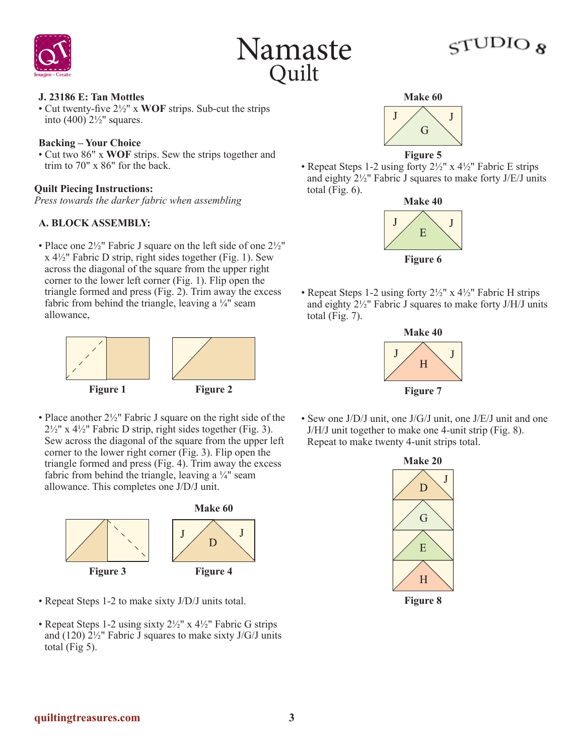# Namaste
## Quilt

**J. 23186 E: Tan Mottles**

- Cut twenty-five 2½" x **WOF** strips. Sub-cut the strips into (400) 2½" squares.

**Backing – Your Choice**

- Cut two 86" x **WOF** strips. Sew the strips together and trim to 70" x 86" for the back.

### Quilt Piecing Instructions:

*Press towards the darker fabric when assembling*

**A. BLOCK ASSEMBLY:**

- Place one 2½" Fabric J square on the left side of one 2½" x 4½" Fabric D strip, right sides together (Fig. 1). Sew across the diagonal of the square from the upper right corner to the lower left corner (Fig. 1). Flip open the triangle formed and press (Fig. 2). Trim away the excess fabric from behind the triangle, leaving a ¼" seam allowance,

**Figure 1** **Figure 2**

- Place another 2½" Fabric J square on the right side of the 2½" x 4½" Fabric D strip, right sides together (Fig. 3). Sew across the diagonal of the square from the upper left corner to the lower right corner (Fig. 3). Flip open the triangle formed and press (Fig. 4). Trim away the excess fabric from behind the triangle, leaving a ¼" seam allowance. This completes one J/D/J unit.

**Make 60**

**Figure 3** **Figure 4**

- Repeat Steps 1-2 to make sixty J/D/J units total.
- Repeat Steps 1-2 using sixty 2½" x 4½" Fabric G strips and (120) 2½" Fabric J squares to make sixty J/G/J units total (Fig 5).

**Make 60**

**Figure 5**

- Repeat Steps 1-2 using forty 2½" x 4½" Fabric E strips and eighty 2½" Fabric J squares to make forty J/E/J units total (Fig. 6).

**Make 40**

**Figure 6**

- Repeat Steps 1-2 using forty 2½" x 4½" Fabric H strips and eighty 2½" Fabric J squares to make forty J/H/J units total (Fig. 7).

**Make 40**

**Figure 7**

- Sew one J/D/J unit, one J/G/J unit, one J/E/J unit and one J/H/J unit together to make one 4-unit strip (Fig. 8). Repeat to make twenty 4-unit strips total.

**Make 20**

**Figure 8**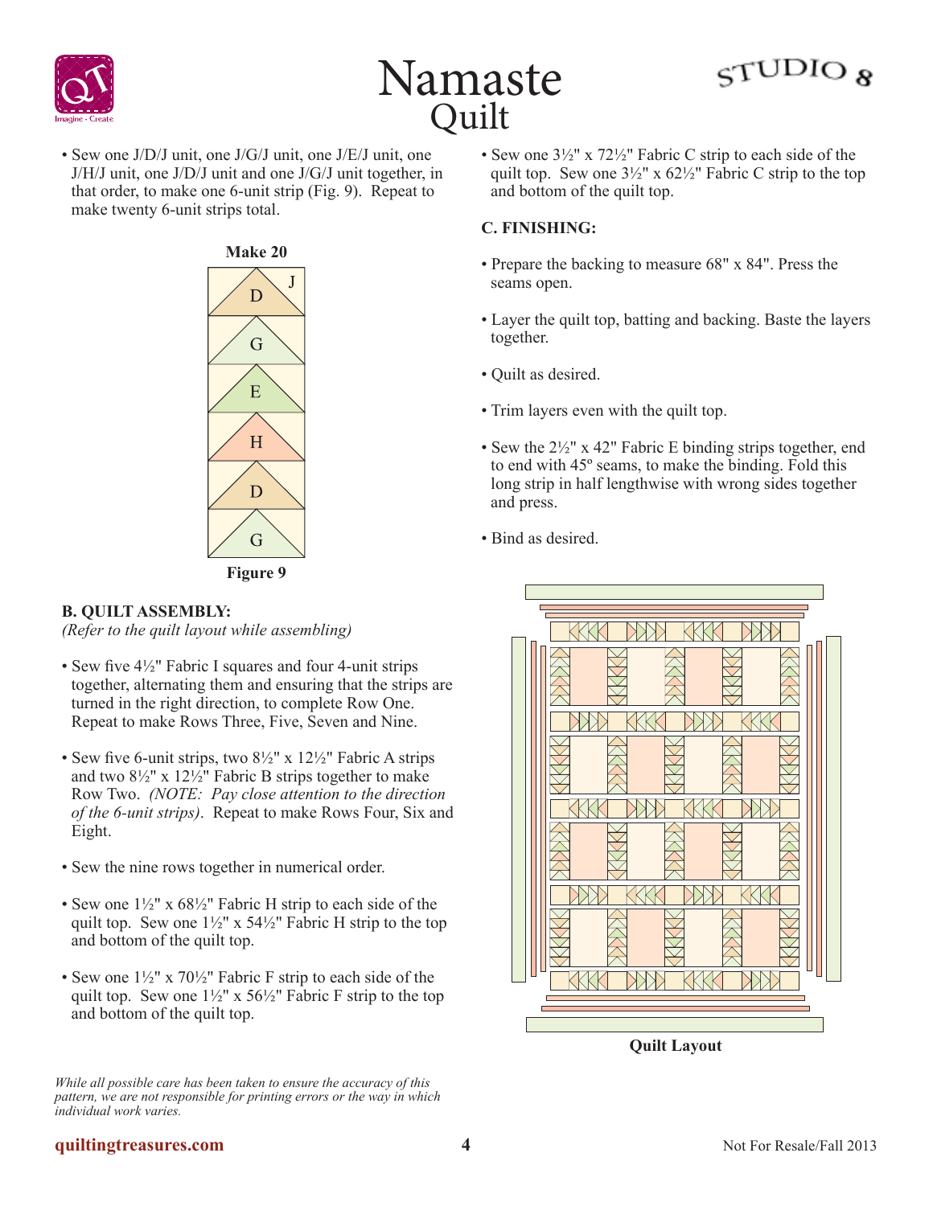# Namaste Quilt

- Sew one J/D/J unit, one J/G/J unit, one J/E/J unit, one J/H/J unit, one J/D/J unit and one J/G/J unit together, in that order, to make one 6-unit strip (Fig. 9). Repeat to make twenty 6-unit strips total.

Make 20

D J
G
E
H
D
G

Figure 9

**B. QUILT ASSEMBLY:**
*(Refer to the quilt layout while assembling)*

- Sew five 4½" Fabric I squares and four 4-unit strips together, alternating them and ensuring that the strips are turned in the right direction, to complete Row One. Repeat to make Rows Three, Five, Seven and Nine.

- Sew five 6-unit strips, two 8½" x 12½" Fabric A strips and two 8½" x 12½" Fabric B strips together to make Row Two. *(NOTE: Pay close attention to the direction of the 6-unit strips)*. Repeat to make Rows Four, Six and Eight.

- Sew the nine rows together in numerical order.

- Sew one 1½" x 68½" Fabric H strip to each side of the quilt top. Sew one 1½" x 54½" Fabric H strip to the top and bottom of the quilt top.

- Sew one 1½" x 70½" Fabric F strip to each side of the quilt top. Sew one 1½" x 56½" Fabric F strip to the top and bottom of the quilt top.

- Sew one 3½" x 72½" Fabric C strip to each side of the quilt top. Sew one 3½" x 62½" Fabric C strip to the top and bottom of the quilt top.

**C. FINISHING:**

- Prepare the backing to measure 68" x 84". Press the seams open.

- Layer the quilt top, batting and backing. Baste the layers together.

- Quilt as desired.

- Trim layers even with the quilt top.

- Sew the 2½" x 42" Fabric E binding strips together, end to end with 45º seams, to make the binding. Fold this long strip in half lengthwise with wrong sides together and press.

- Bind as desired.

Quilt Layout

*While all possible care has been taken to ensure the accuracy of this pattern, we are not responsible for printing errors or the way in which individual work varies.*